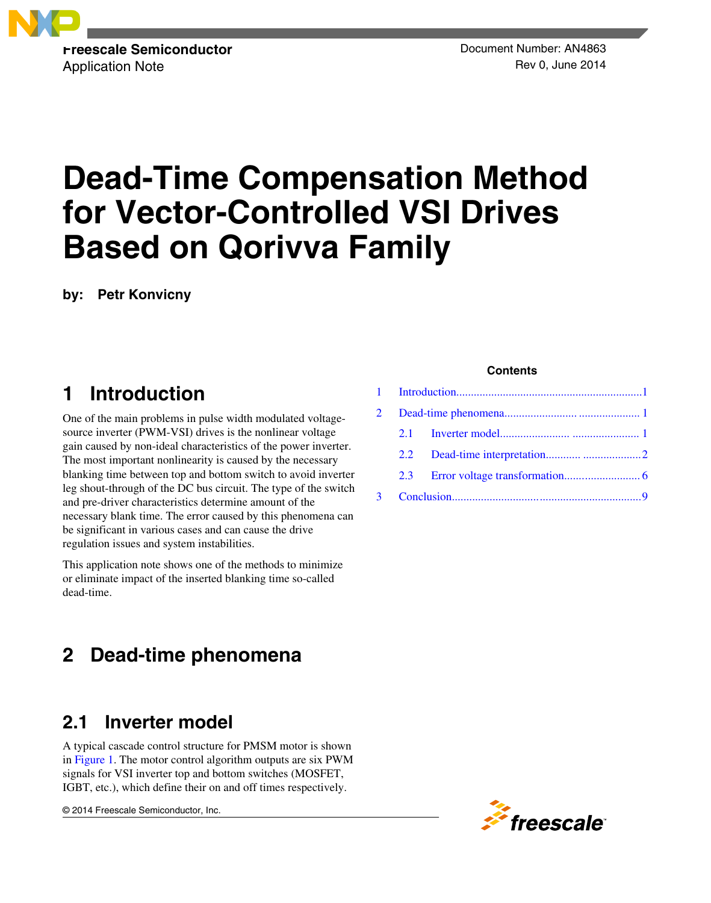Freescale Semiconductor
Application Note

Document Number: AN4863
Rev 0, June 2014

# Dead-Time Compensation Method for Vector-Controlled VSI Drives Based on Qorivva Family

**by: Petr Konvicny**

**Contents**

1 Introduction ........ 1
2 Dead-time phenomena ........ 1
  2.1 Inverter model ........ 1
  2.2 Dead-time interpretation ........ 2
  2.3 Error voltage transformation ........ 6
3 Conclusion ........ 9

## 1 Introduction

One of the main problems in pulse width modulated voltage-source inverter (PWM-VSI) drives is the nonlinear voltage gain caused by non-ideal characteristics of the power inverter. The most important nonlinearity is caused by the necessary blanking time between top and bottom switch to avoid inverter leg shout-through of the DC bus circuit. The type of the switch and pre-driver characteristics determine amount of the necessary blank time. The error caused by this phenomena can be significant in various cases and can cause the drive regulation issues and system instabilities.

This application note shows one of the methods to minimize or eliminate impact of the inserted blanking time so-called dead-time.

## 2 Dead-time phenomena

### 2.1 Inverter model

A typical cascade control structure for PMSM motor is shown in Figure 1. The motor control algorithm outputs are six PWM signals for VSI inverter top and bottom switches (MOSFET, IGBT, etc.), which define their on and off times respectively.

© 2014 Freescale Semiconductor, Inc.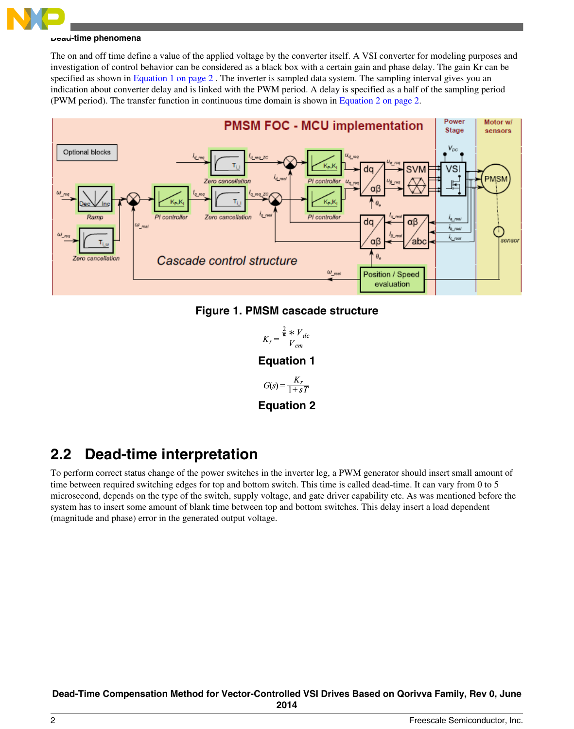The on and off time define a value of the applied voltage by the converter itself. A VSI converter for modeling purposes and investigation of control behavior can be considered as a black box with a certain gain and phase delay. The gain Kr can be specified as shown in Equation 1 on page 2 . The inverter is sampled data system. The sampling interval gives you an indication about converter delay and is linked with the PWM period. A delay is specified as a half of the sampling period (PWM period). The transfer function in continuous time domain is shown in Equation 2 on page 2.

**Figure 1. PMSM cascade structure**

$$K_r = \frac{\frac{2}{\pi} * V_{dc}}{V_{cm}}$$

**Equation 1**

$$G(s) = \frac{K_r}{1 + sT}$$

**Equation 2**

## 2.2 Dead-time interpretation

To perform correct status change of the power switches in the inverter leg, a PWM generator should insert small amount of time between required switching edges for top and bottom switch. This time is called dead-time. It can vary from 0 to 5 microsecond, depends on the type of the switch, supply voltage, and gate driver capability etc. As was mentioned before the system has to insert some amount of blank time between top and bottom switches. This delay insert a load dependent (magnitude and phase) error in the generated output voltage.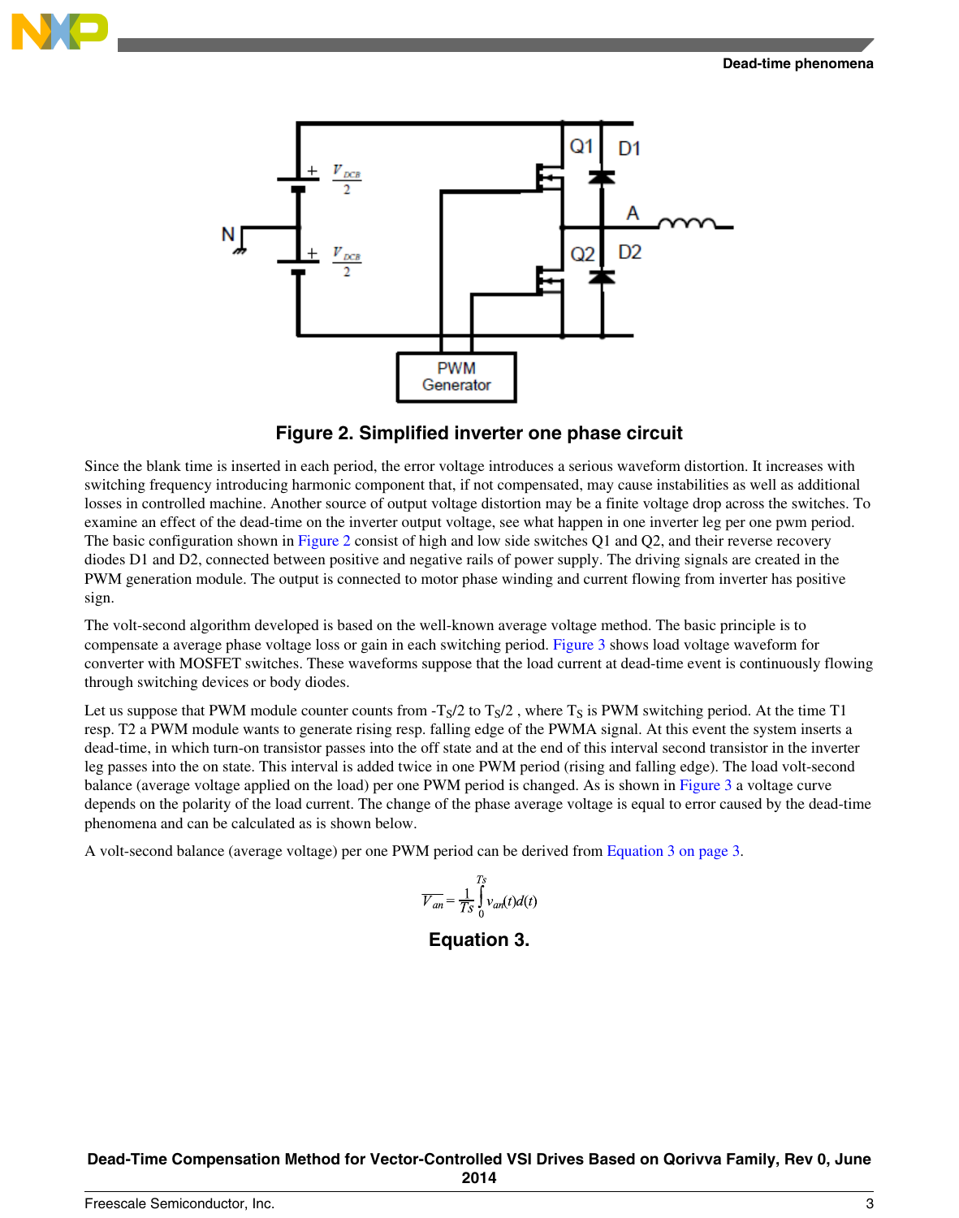**Figure 2. Simplified inverter one phase circuit**

Since the blank time is inserted in each period, the error voltage introduces a serious waveform distortion. It increases with switching frequency introducing harmonic component that, if not compensated, may cause instabilities as well as additional losses in controlled machine. Another source of output voltage distortion may be a finite voltage drop across the switches. To examine an effect of the dead-time on the inverter output voltage, see what happen in one inverter leg per one pwm period. The basic configuration shown in Figure 2 consist of high and low side switches Q1 and Q2, and their reverse recovery diodes D1 and D2, connected between positive and negative rails of power supply. The driving signals are created in the PWM generation module. The output is connected to motor phase winding and current flowing from inverter has positive sign.

The volt-second algorithm developed is based on the well-known average voltage method. The basic principle is to compensate a average phase voltage loss or gain in each switching period. Figure 3 shows load voltage waveform for converter with MOSFET switches. These waveforms suppose that the load current at dead-time event is continuously flowing through switching devices or body diodes.

Let us suppose that PWM module counter counts from $-T_S/2$ to $T_S/2$ , where $T_S$ is PWM switching period. At the time T1 resp. T2 a PWM module wants to generate rising resp. falling edge of the PWMA signal. At this event the system inserts a dead-time, in which turn-on transistor passes into the off state and at the end of this interval second transistor in the inverter leg passes into the on state. This interval is added twice in one PWM period (rising and falling edge). The load volt-second balance (average voltage applied on the load) per one PWM period is changed. As is shown in Figure 3 a voltage curve depends on the polarity of the load current. The change of the phase average voltage is equal to error caused by the dead-time phenomena and can be calculated as is shown below.

A volt-second balance (average voltage) per one PWM period can be derived from Equation 3 on page 3.

$$\overline{V_{an}} = \frac{1}{Ts}\int_{0}^{Ts} v_{an}(t)d(t)$$

**Equation 3.**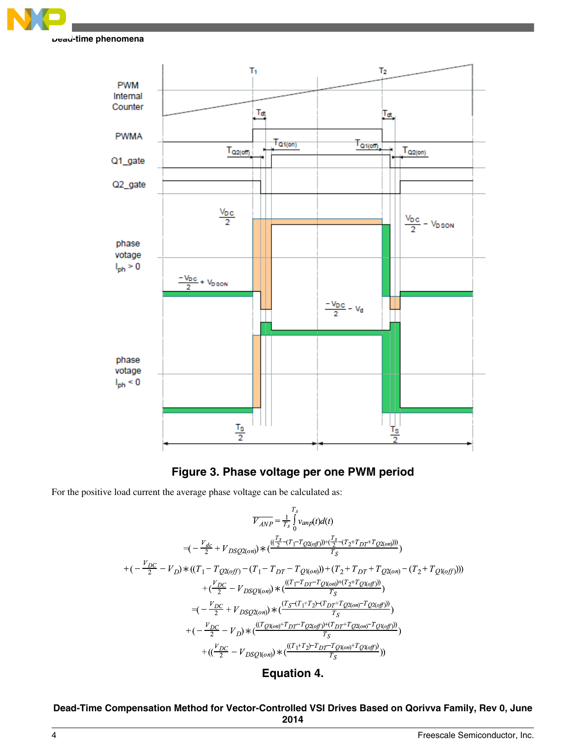Figure 3. Phase voltage per one PWM period

For the positive load current the average phase voltage can be calculated as:

$$\overline{V_{ANP}} = \frac{1}{T_s}\int_0^{T_s} v_{anp}(t)d(t)$$

$$= \left(-\frac{V_{dc}}{2} + V_{DSQ2(on)}\right) * \left(\frac{\left(\frac{T_s}{2} - (T_1 - T_{Q2(off)})\right) + \left(\frac{T_s}{2} - (T_2 + T_{DT} + T_{Q2(on)})\right)}{T_S}\right)$$

$$+\left(-\frac{V_{DC}}{2} - V_D\right) * \left((T_1 - T_{Q2(off)}) - (T_1 - T_{DT} - T_{Q1(on)})\right) + \left(T_2 + T_{DT} + T_{Q2(on)} - (T_2 + T_{Q1(off)})\right)$$

$$+\left(\frac{V_{DC}}{2} - V_{DSQ1(on)}\right) * \left(\frac{(T_1 - T_{DT} - T_{Q1(on)}) + (T_2 + T_{Q1(off)})}{T_S}\right)$$

$$= \left(-\frac{V_{DC}}{2} + V_{DSQ2(on)}\right) * \left(\frac{(T_S - (T_1 + T_2) - (T_{DT} + T_{Q2(on)} - T_{Q2(off)}))}{T_S}\right)$$

$$+\left(-\frac{V_{DC}}{2} - V_D\right) * \left(\frac{((T_{Q1(on)} + T_{DT} - T_{Q2(off)}) + (T_{DT} + T_{Q2(on)} - T_{Q1(off)}))}{T_S}\right)$$

$$+\left(\left(\frac{V_{DC}}{2} - V_{DSQ1(on)}\right) * \left(\frac{((T_1 + T_2) - T_{DT} - T_{Q1(on)} + T_{Q1(off)})}{T_S}\right)\right)$$

**Equation 4.**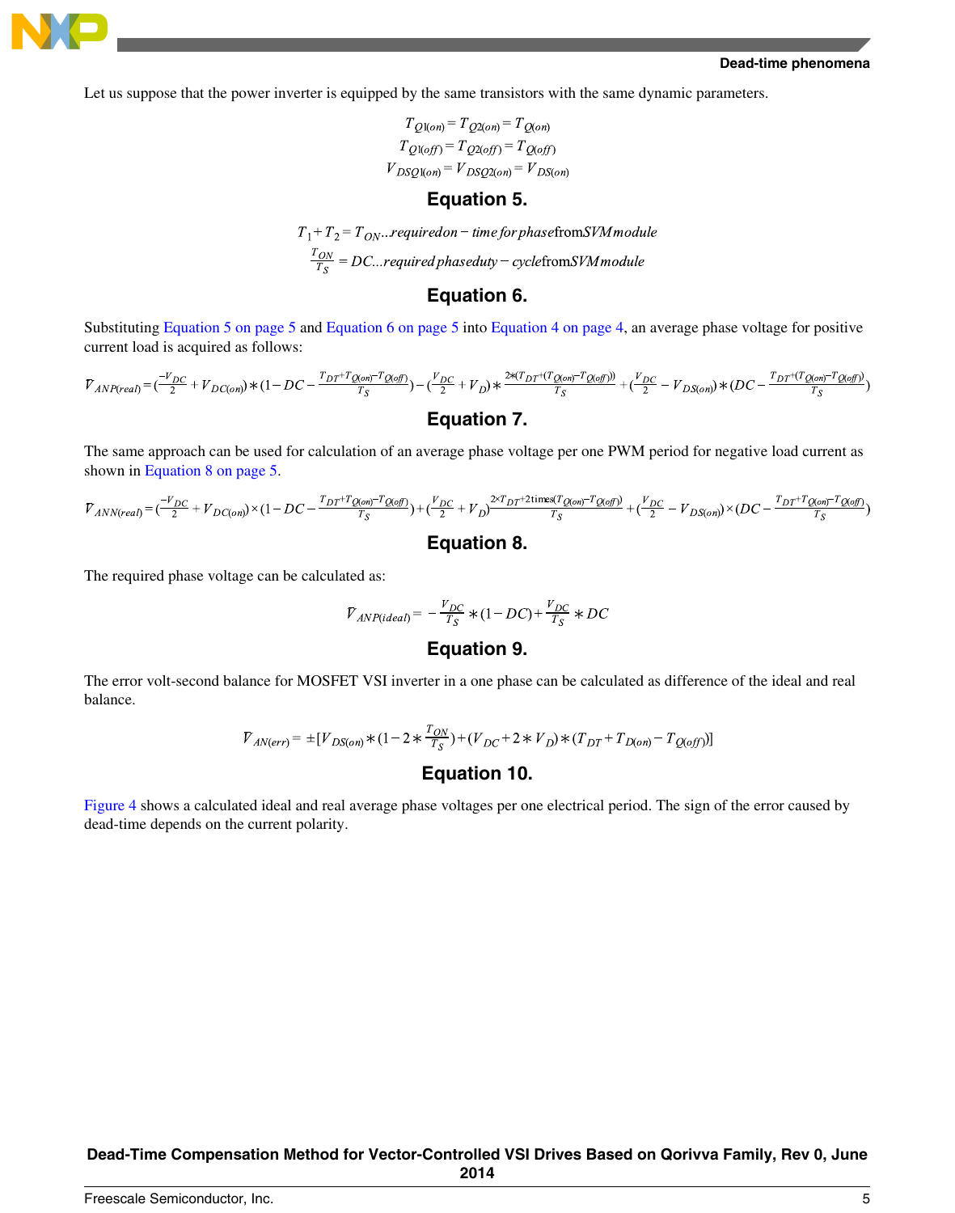Let us suppose that the power inverter is equipped by the same transistors with the same dynamic parameters.

$$T_{Q1(on)} = T_{Q2(on)} = T_{Q(on)}$$
$$T_{Q1(off)} = T_{Q2(off)} = T_{Q(off)}$$
$$V_{DSQ1(on)} = V_{DSQ2(on)} = V_{DS(on)}$$

**Equation 5.**

$$T_1 + T_2 = T_{ON} ...required on - time for phase \text{ from } SVM module$$
$$\frac{T_{ON}}{T_S} = DC...required phase duty - cycle \text{ from } SVM module$$

**Equation 6.**

Substituting Equation 5 on page 5 and Equation 6 on page 5 into Equation 4 on page 4, an average phase voltage for positive current load is acquired as follows:

$$\bar{V}_{ANP(real)} = \left(\frac{-V_{DC}}{2} + V_{DC(on)}\right) * \left(1 - DC - \frac{T_{DT} + T_{Q(on)} - T_{Q(off)}}{T_S}\right) - \left(\frac{V_{DC}}{2} + V_D\right) * \frac{2*(T_{DT} + (T_{Q(on)} - T_{Q(off)}))}{T_S} + \left(\frac{V_{DC}}{2} - V_{DS(on)}\right) * \left(DC - \frac{T_{DT} + (T_{Q(on)} - T_{Q(off)})}{T_S}\right)$$

**Equation 7.**

The same approach can be used for calculation of an average phase voltage per one PWM period for negative load current as shown in Equation 8 on page 5.

$$\bar{V}_{ANN(real)} = \left(\frac{-V_{DC}}{2} + V_{DC(on)}\right) \times \left(1 - DC - \frac{T_{DT} + T_{Q(on)} - T_{Q(off)}}{T_S}\right) + \left(\frac{V_{DC}}{2} + V_D\right) \frac{2 \times T_{DT} + 2 \text{times} (T_{Q(on)} - T_{Q(off)})}{T_S} + \left(\frac{V_{DC}}{2} - V_{DS(on)}\right) \times \left(DC - \frac{T_{DT} + T_{Q(on)} - T_{Q(off)}}{T_S}\right)$$

**Equation 8.**

The required phase voltage can be calculated as:

$$\bar{V}_{ANP(ideal)} = -\frac{V_{DC}}{T_S} * (1 - DC) + \frac{V_{DC}}{T_S} * DC$$

**Equation 9.**

The error volt-second balance for MOSFET VSI inverter in a one phase can be calculated as difference of the ideal and real balance.

$$\bar{V}_{AN(err)} = \pm\left[V_{DS(on)} * \left(1 - 2 * \frac{T_{ON}}{T_S}\right) + (V_{DC} + 2 * V_D) * (T_{DT} + T_{D(on)} - T_{Q(off)})\right]$$

**Equation 10.**

Figure 4 shows a calculated ideal and real average phase voltages per one electrical period. The sign of the error caused by dead-time depends on the current polarity.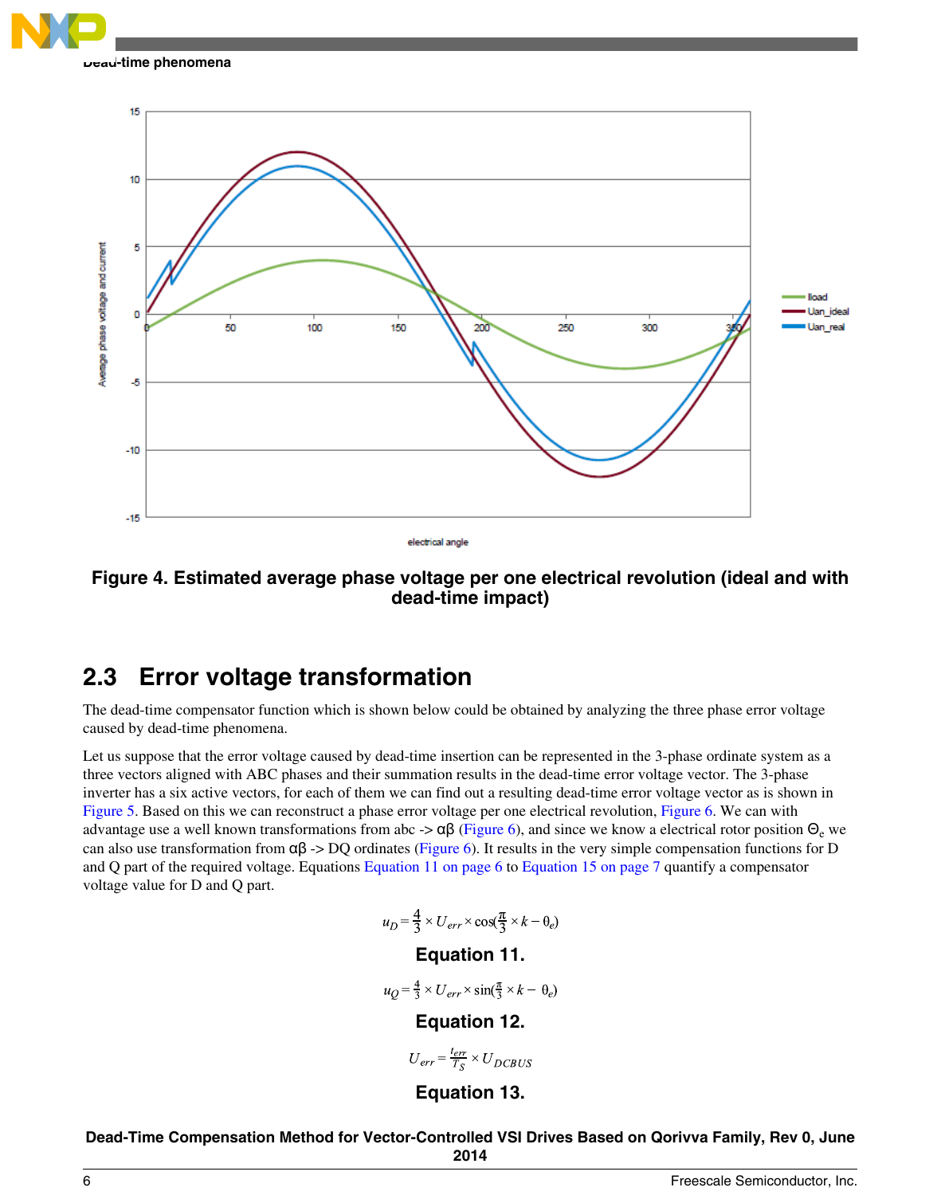**Figure 4. Estimated average phase voltage per one electrical revolution (ideal and with dead-time impact)**

## 2.3 Error voltage transformation

The dead-time compensator function which is shown below could be obtained by analyzing the three phase error voltage caused by dead-time phenomena.

Let us suppose that the error voltage caused by dead-time insertion can be represented in the 3-phase ordinate system as a three vectors aligned with ABC phases and their summation results in the dead-time error voltage vector. The 3-phase inverter has a six active vectors, for each of them we can find out a resulting dead-time error voltage vector as is shown in Figure 5. Based on this we can reconstruct a phase error voltage per one electrical revolution, Figure 6. We can with advantage use a well known transformations from abc -> αβ (Figure 6), and since we know a electrical rotor position $\Theta_e$ we can also use transformation from αβ -> DQ ordinates (Figure 6). It results in the very simple compensation functions for D and Q part of the required voltage. Equations Equation 11 on page 6 to Equation 15 on page 7 quantify a compensator voltage value for D and Q part.

$$u_D = \frac{4}{3} \times U_{err} \times \cos(\frac{\pi}{3} \times k - \theta_e)$$

**Equation 11.**

$$u_Q = \frac{4}{3} \times U_{err} \times \sin(\frac{\pi}{3} \times k - \theta_e)$$

**Equation 12.**

$$U_{err} = \frac{t_{err}}{T_S} \times U_{DCBUS}$$

**Equation 13.**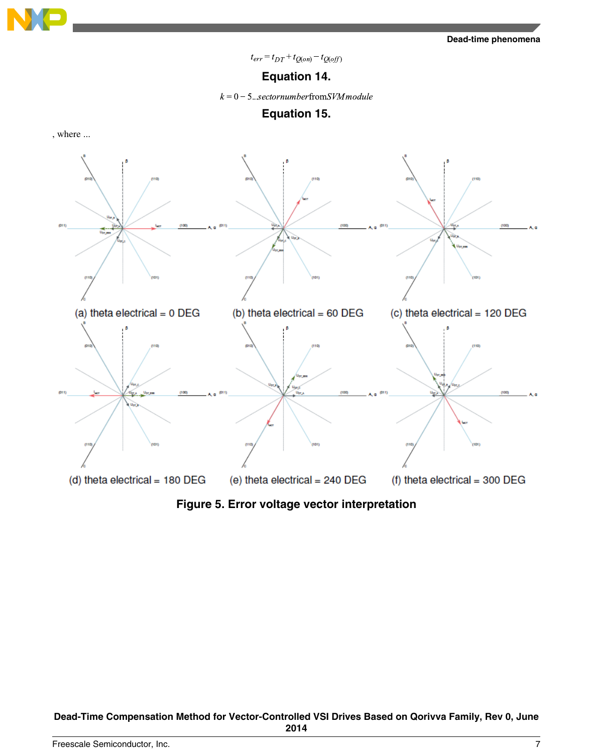$$t_{err} = t_{DT} + t_{Q(on)} - t_{Q(off)}$$

**Equation 14.**

$$k = 0 - 5..sectornumber\text{from}SVMmodule$$

**Equation 15.**

, where ...

(a) theta electrical = 0 DEG

(b) theta electrical = 60 DEG

(c) theta electrical = 120 DEG

(d) theta electrical = 180 DEG

(e) theta electrical = 240 DEG

(f) theta electrical = 300 DEG

**Figure 5. Error voltage vector interpretation**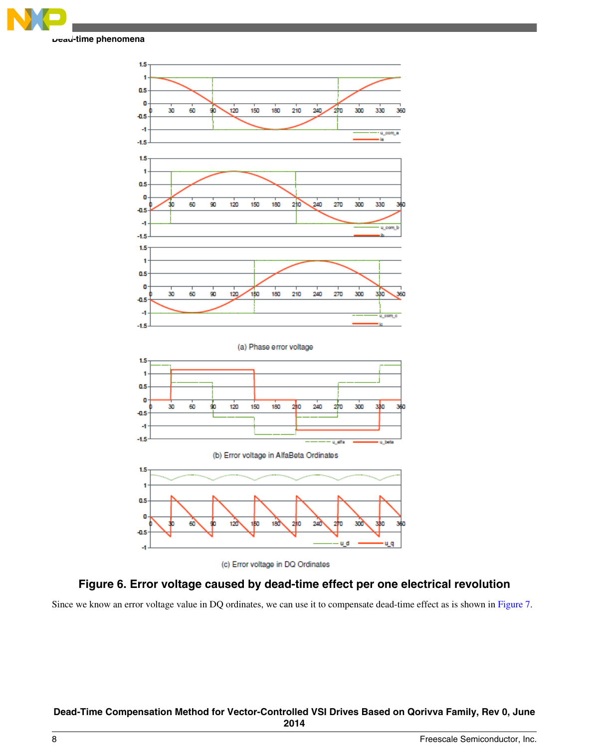(a) Phase error voltage

(b) Error voltage in AlfaBeta Ordinates

(c) Error voltage in DQ Ordinates

**Figure 6. Error voltage caused by dead-time effect per one electrical revolution**

Since we know an error voltage value in DQ ordinates, we can use it to compensate dead-time effect as is shown in Figure 7.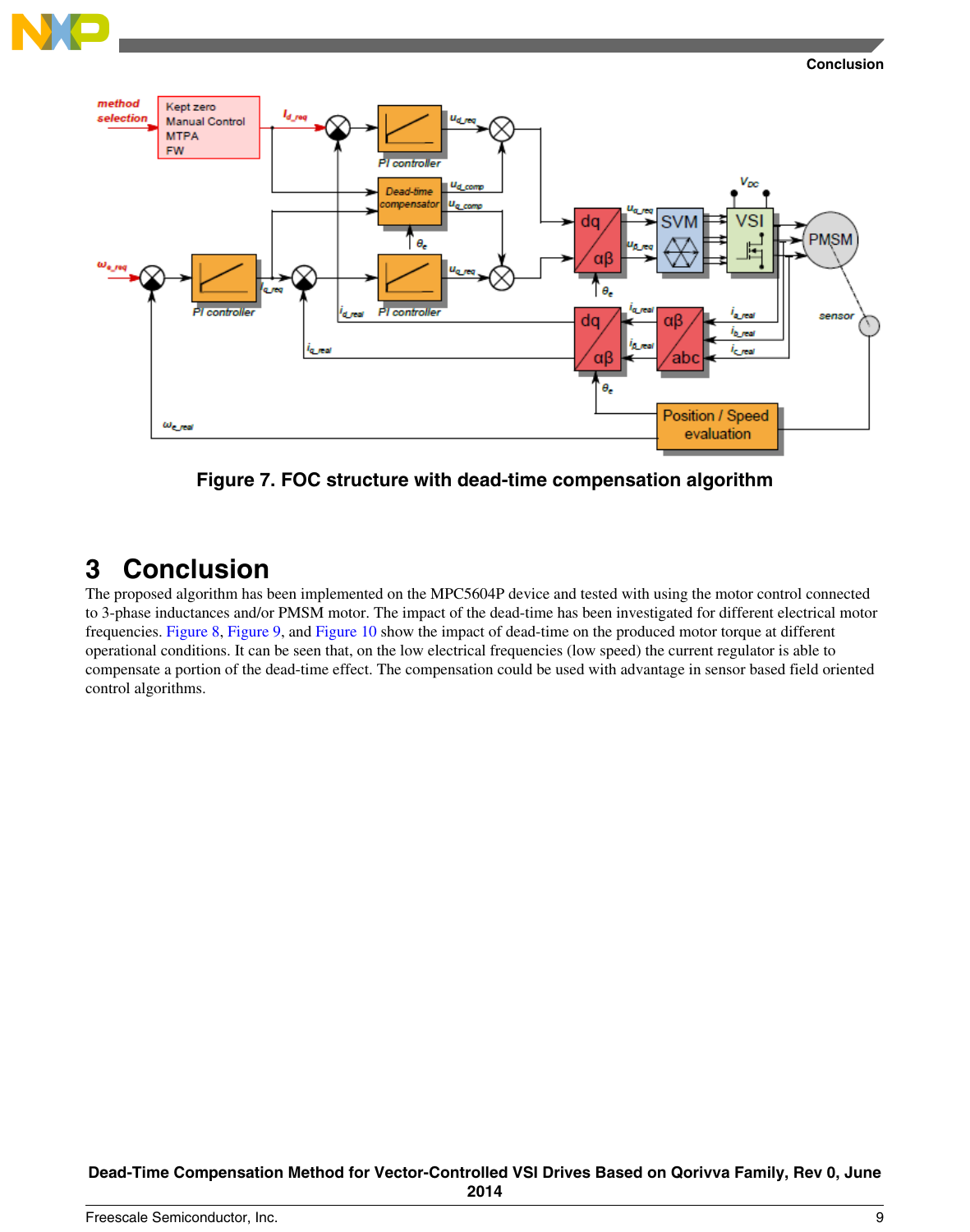Figure 7. FOC structure with dead-time compensation algorithm

## 3 Conclusion

The proposed algorithm has been implemented on the MPC5604P device and tested with using the motor control connected to 3-phase inductances and/or PMSM motor. The impact of the dead-time has been investigated for different electrical motor frequencies. Figure 8, Figure 9, and Figure 10 show the impact of dead-time on the produced motor torque at different operational conditions. It can be seen that, on the low electrical frequencies (low speed) the current regulator is able to compensate a portion of the dead-time effect. The compensation could be used with advantage in sensor based field oriented control algorithms.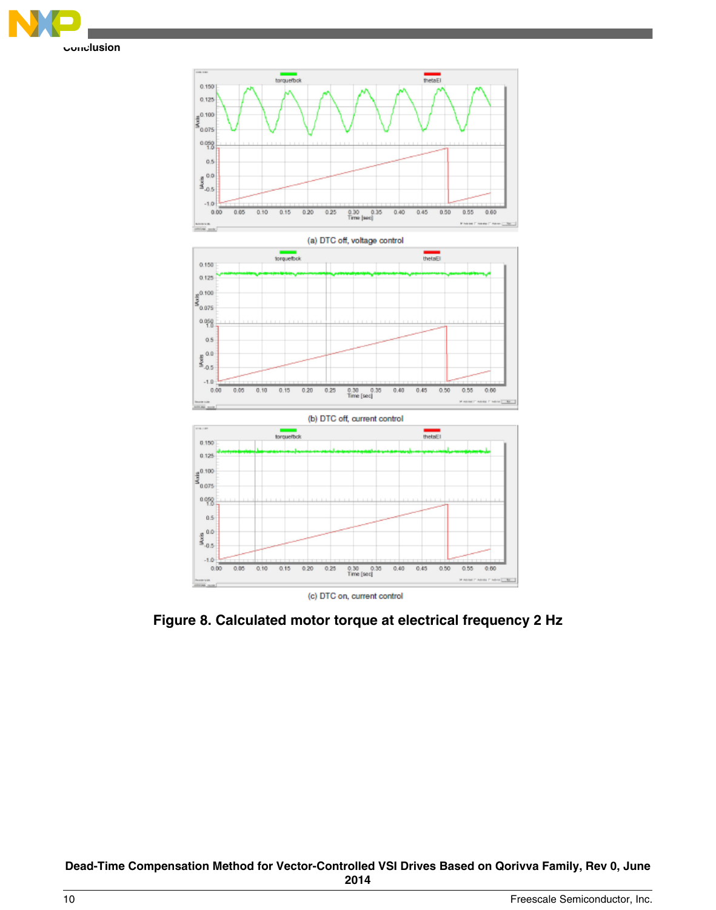(a) DTC off, voltage control

(b) DTC off, current control

(c) DTC on, current control

**Figure 8. Calculated motor torque at electrical frequency 2 Hz**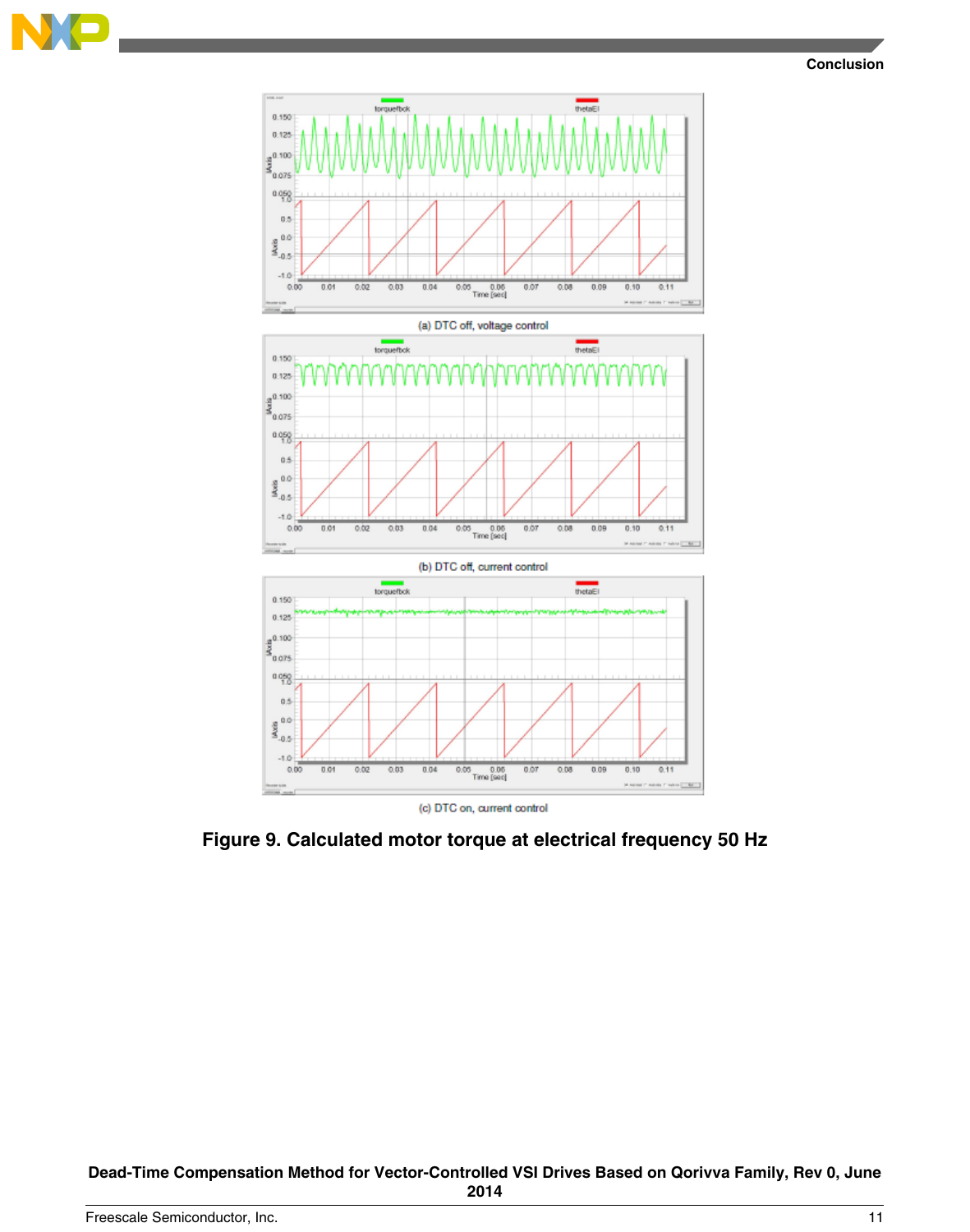(a) DTC off, voltage control

(b) DTC off, current control

(c) DTC on, current control

**Figure 9. Calculated motor torque at electrical frequency 50 Hz**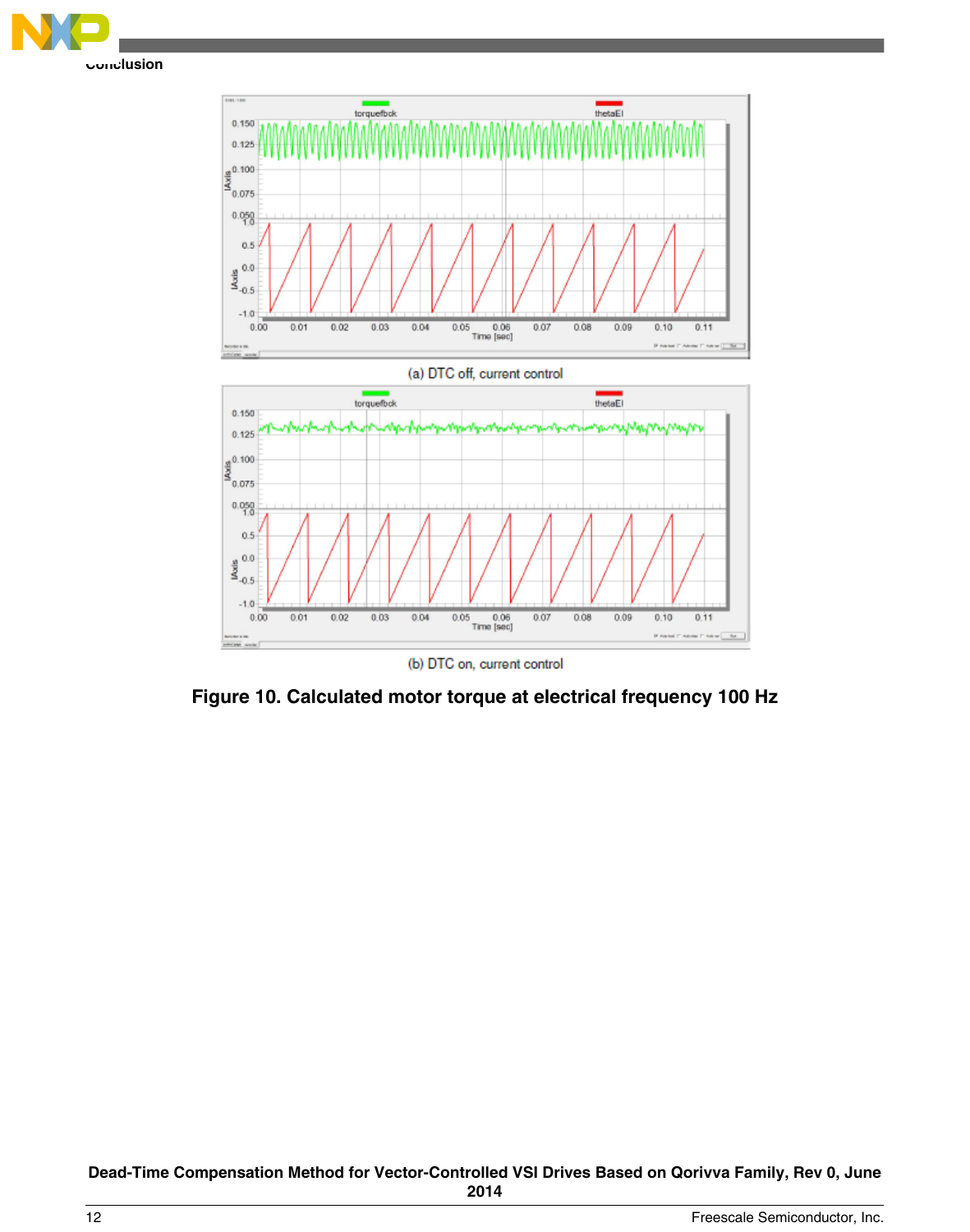(a) DTC off, current control

(b) DTC on, current control

**Figure 10. Calculated motor torque at electrical frequency 100 Hz**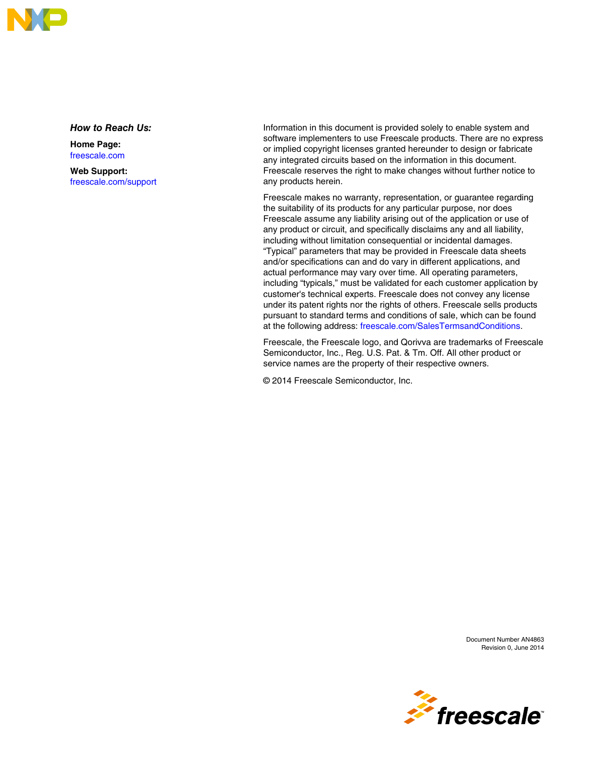***How to Reach Us:***

**Home Page:**
freescale.com

**Web Support:**
freescale.com/support

Information in this document is provided solely to enable system and software implementers to use Freescale products. There are no express or implied copyright licenses granted hereunder to design or fabricate any integrated circuits based on the information in this document. Freescale reserves the right to make changes without further notice to any products herein.

Freescale makes no warranty, representation, or guarantee regarding the suitability of its products for any particular purpose, nor does Freescale assume any liability arising out of the application or use of any product or circuit, and specifically disclaims any and all liability, including without limitation consequential or incidental damages. “Typical” parameters that may be provided in Freescale data sheets and/or specifications can and do vary in different applications, and actual performance may vary over time. All operating parameters, including “typicals,” must be validated for each customer application by customer's technical experts. Freescale does not convey any license under its patent rights nor the rights of others. Freescale sells products pursuant to standard terms and conditions of sale, which can be found at the following address: freescale.com/SalesTermsandConditions.

Freescale, the Freescale logo, and Qorivva are trademarks of Freescale Semiconductor, Inc., Reg. U.S. Pat. & Tm. Off. All other product or service names are the property of their respective owners.

© 2014 Freescale Semiconductor, Inc.

Document Number AN4863
Revision 0, June 2014